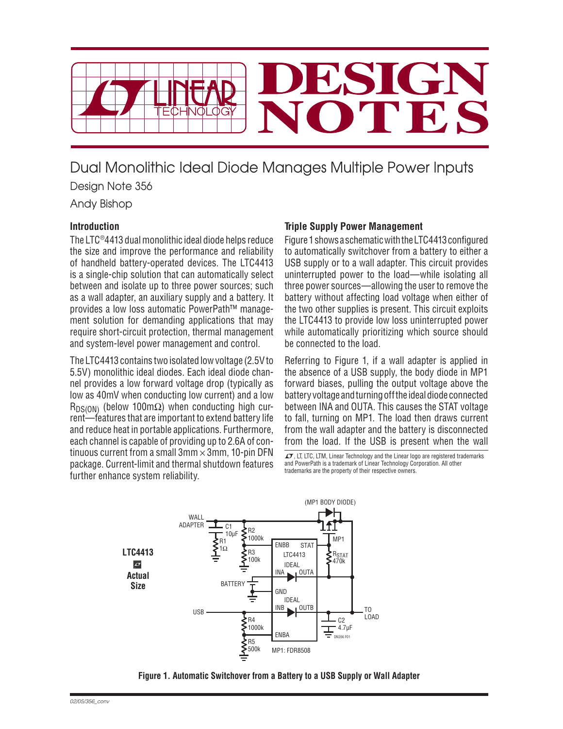# Dual Monolithic Ideal Diode Manages Multiple Power Inputs

Design Note 356

Andy Bishop

## Introduction

The LTC®4413 dual monolithic ideal diode helps reduce the size and improve the performance and reliability of handheld battery-operated devices. The LTC4413 is a single-chip solution that can automatically select between and isolate up to three power sources; such as a wall adapter, an auxiliary supply and a battery. It provides a low loss automatic PowerPath™ management solution for demanding applications that may require short-circuit protection, thermal management and system-level power management and control.

The LTC4413 contains two isolated low voltage (2.5V to 5.5V) monolithic ideal diodes. Each ideal diode channel provides a low forward voltage drop (typically as low as 40mV when conducting low current) and a low $R_{DS(ON)}$ (below 100mΩ) when conducting high current—features that are important to extend battery life and reduce heat in portable applications. Furthermore, each channel is capable of providing up to 2.6A of continuous current from a small 3mm × 3mm, 10-pin DFN package. Current-limit and thermal shutdown features further enhance system reliability.

## Triple Supply Power Management

Figure 1 shows a schematic with the LTC4413 configured to automatically switchover from a battery to either a USB supply or to a wall adapter. This circuit provides uninterrupted power to the load—while isolating all three power sources—allowing the user to remove the battery without affecting load voltage when either of the two other supplies is present. This circuit exploits the LTC4413 to provide low loss uninterrupted power while automatically prioritizing which source should be connected to the load.

Referring to Figure 1, if a wall adapter is applied in the absence of a USB supply, the body diode in MP1 forward biases, pulling the output voltage above the battery voltage and turning off the ideal diode connected between INA and OUTA. This causes the STAT voltage to fall, turning on MP1. The load then draws current from the wall adapter and the battery is disconnected from the load. If the USB is present when the wall

LT, LTC, LTM, Linear Technology and the Linear logo are registered trademarks and PowerPath is a trademark of Linear Technology Corporation. All other trademarks are the property of their respective owners.

Figure 1. Automatic Switchover from a Battery to a USB Supply or Wall Adapter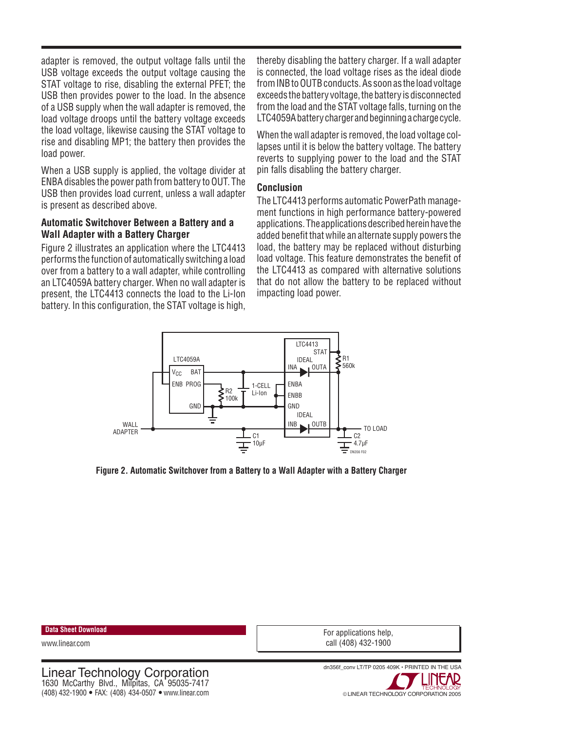adapter is removed, the output voltage falls until the USB voltage exceeds the output voltage causing the STAT voltage to rise, disabling the external PFET; the USB then provides power to the load. In the absence of a USB supply when the wall adapter is removed, the load voltage droops until the battery voltage exceeds the load voltage, likewise causing the STAT voltage to rise and disabling MP1; the battery then provides the load power.

When a USB supply is applied, the voltage divider at ENBA disables the power path from battery to OUT. The USB then provides load current, unless a wall adapter is present as described above.

### Automatic Switchover Between a Battery and a Wall Adapter with a Battery Charger

Figure 2 illustrates an application where the LTC4413 performs the function of automatically switching a load over from a battery to a wall adapter, while controlling an LTC4059A battery charger. When no wall adapter is present, the LTC4413 connects the load to the Li-Ion battery. In this configuration, the STAT voltage is high, thereby disabling the battery charger. If a wall adapter is connected, the load voltage rises as the ideal diode from INB to OUTB conducts. As soon as the load voltage exceeds the battery voltage, the battery is disconnected from the load and the STAT voltage falls, turning on the LTC4059A battery charger and beginning a charge cycle.

When the wall adapter is removed, the load voltage collapses until it is below the battery voltage. The battery reverts to supplying power to the load and the STAT pin falls disabling the battery charger.

### Conclusion

The LTC4413 performs automatic PowerPath management functions in high performance battery-powered applications. The applications described herein have the added benefit that while an alternate supply powers the load, the battery may be replaced without disturbing load voltage. This feature demonstrates the benefit of the LTC4413 as compared with alternative solutions that do not allow the battery to be replaced without impacting load power.

LTC4059A
$V_{CC}$
BAT
ENB
PROG
GND
R2
100k
1-CELL
Li-Ion
LTC4413
STAT
IDEAL
INA
OUTA
ENBA
ENBB
GND
IDEAL
INB
OUTB
R1
560k
WALL
ADAPTER
C1
10µF
C2
4.7µF
TO LOAD
DN356 F02

**Figure 2. Automatic Switchover from a Battery to a Wall Adapter with a Battery Charger**

**Data Sheet Download**

www.linear.com

For applications help,
call (408) 432-1900

Linear Technology Corporation
1630 McCarthy Blvd., Milpitas, CA 95035-7417
(408) 432-1900 • FAX: (408) 434-0507 • www.linear.com

dn356f_conv LT/TP 0205 409K • PRINTED IN THE USA

© LINEAR TECHNOLOGY CORPORATION 2005